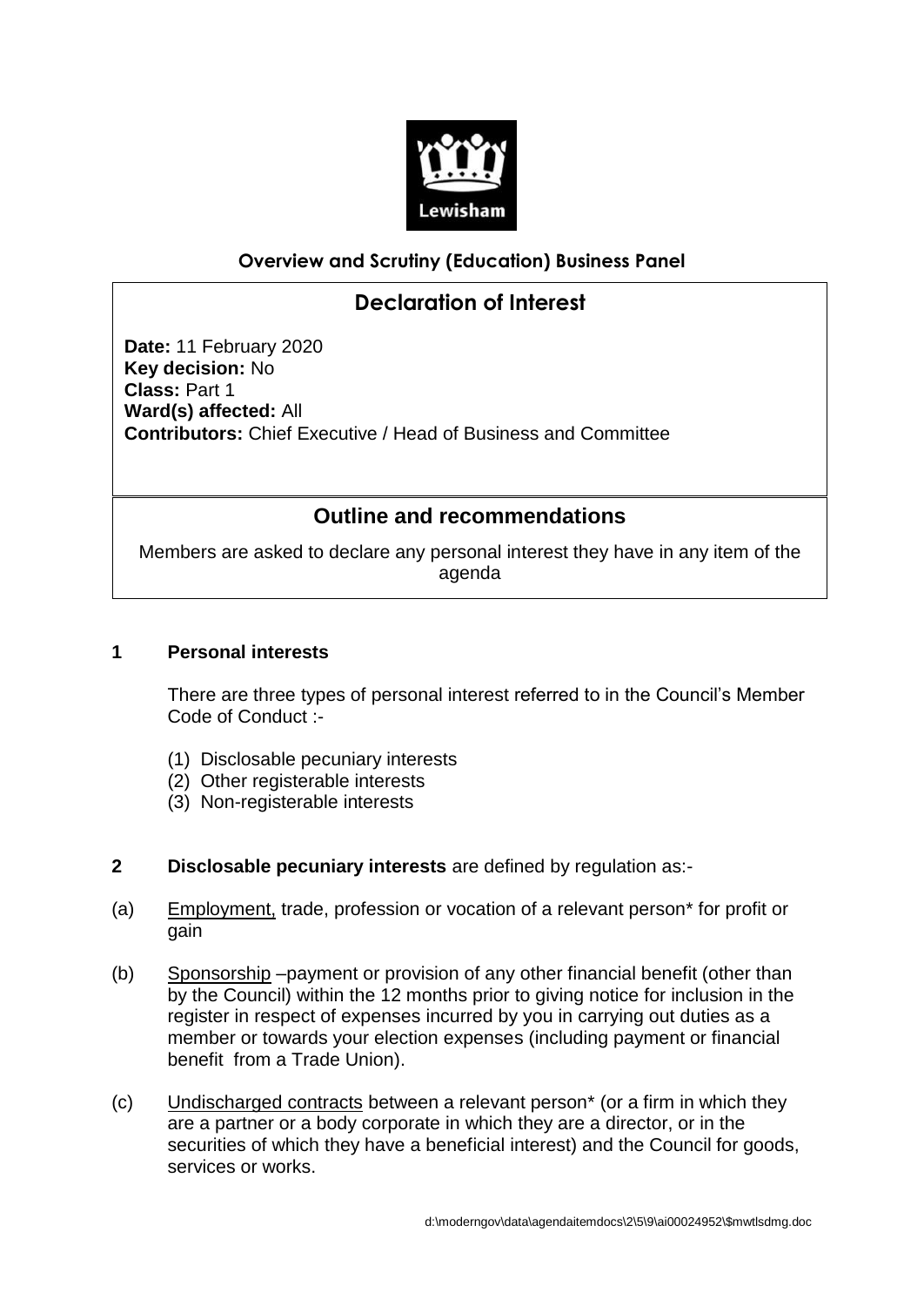Lewisham

**Overview and Scrutiny (Education) Business Panel**

## Declaration of Interest

**Date:** 11 February 2020
**Key decision:** No
**Class:** Part 1
**Ward(s) affected:** All
**Contributors:** Chief Executive / Head of Business and Committee

## Outline and recommendations

Members are asked to declare any personal interest they have in any item of the agenda

### 1 Personal interests

There are three types of personal interest referred to in the Council's Member Code of Conduct :-

(1) Disclosable pecuniary interests
(2) Other registerable interests
(3) Non-registerable interests

### 2 **Disclosable pecuniary interests** are defined by regulation as:-

(a) Employment, trade, profession or vocation of a relevant person* for profit or gain

(b) Sponsorship –payment or provision of any other financial benefit (other than by the Council) within the 12 months prior to giving notice for inclusion in the register in respect of expenses incurred by you in carrying out duties as a member or towards your election expenses (including payment or financial benefit from a Trade Union).

(c) Undischarged contracts between a relevant person* (or a firm in which they are a partner or a body corporate in which they are a director, or in the securities of which they have a beneficial interest) and the Council for goods, services or works.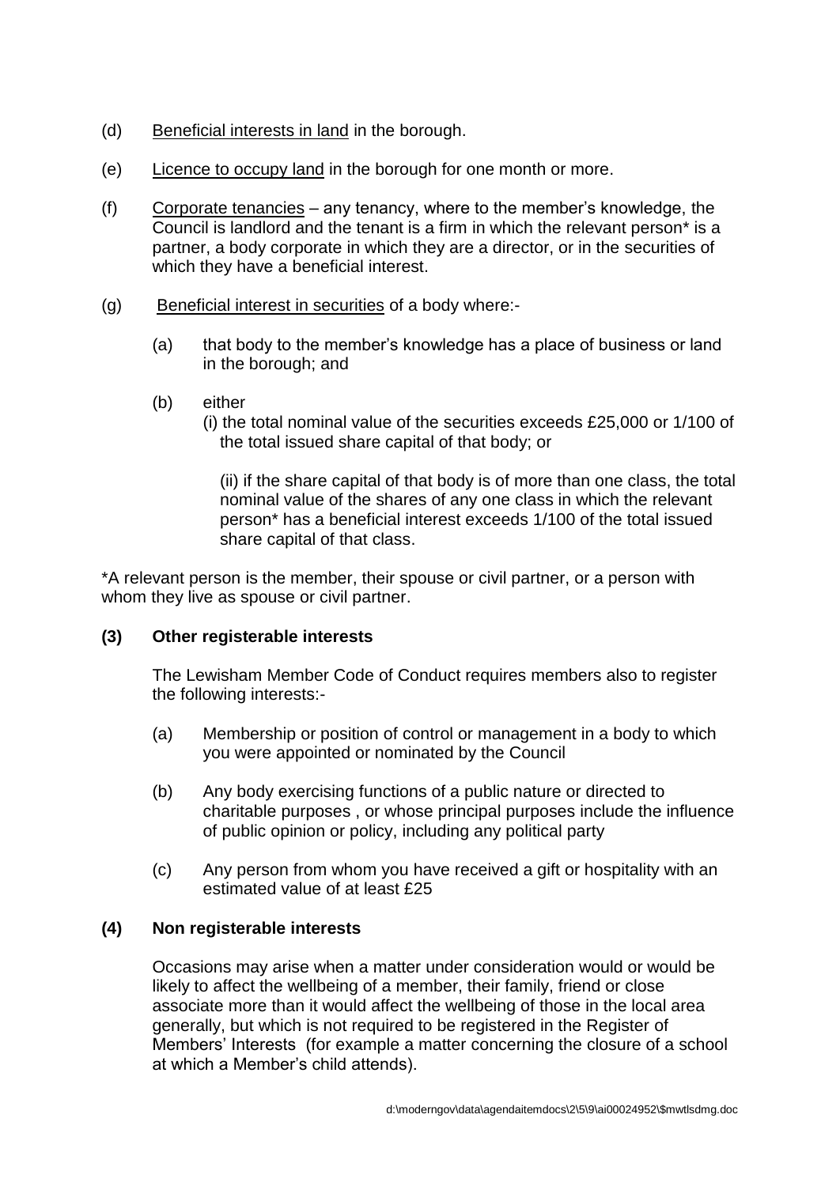(d) Beneficial interests in land in the borough.

(e) Licence to occupy land in the borough for one month or more.

(f) Corporate tenancies – any tenancy, where to the member's knowledge, the Council is landlord and the tenant is a firm in which the relevant person* is a partner, a body corporate in which they are a director, or in the securities of which they have a beneficial interest.

(g) Beneficial interest in securities of a body where:-

  (a) that body to the member's knowledge has a place of business or land in the borough; and

  (b) either
    (i) the total nominal value of the securities exceeds £25,000 or 1/100 of the total issued share capital of that body; or

    (ii) if the share capital of that body is of more than one class, the total nominal value of the shares of any one class in which the relevant person* has a beneficial interest exceeds 1/100 of the total issued share capital of that class.

*A relevant person is the member, their spouse or civil partner, or a person with whom they live as spouse or civil partner.

**(3) Other registerable interests**

The Lewisham Member Code of Conduct requires members also to register the following interests:-

(a) Membership or position of control or management in a body to which you were appointed or nominated by the Council

(b) Any body exercising functions of a public nature or directed to charitable purposes , or whose principal purposes include the influence of public opinion or policy, including any political party

(c) Any person from whom you have received a gift or hospitality with an estimated value of at least £25

**(4) Non registerable interests**

Occasions may arise when a matter under consideration would or would be likely to affect the wellbeing of a member, their family, friend or close associate more than it would affect the wellbeing of those in the local area generally, but which is not required to be registered in the Register of Members' Interests (for example a matter concerning the closure of a school at which a Member's child attends).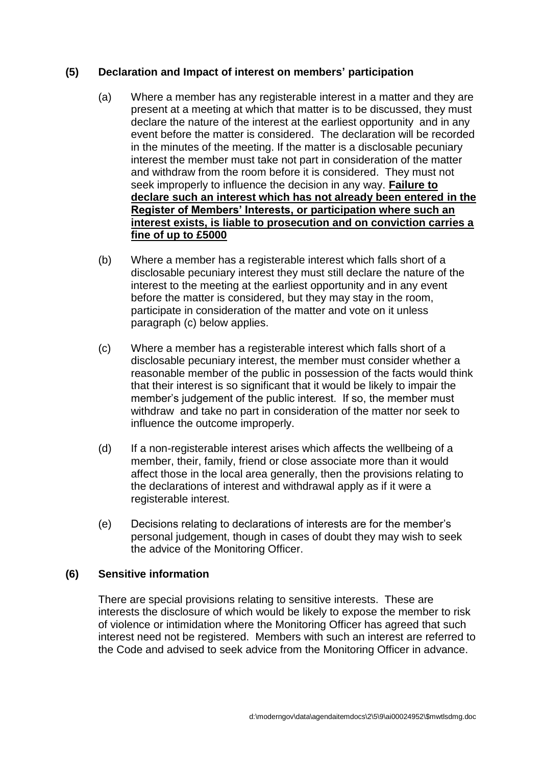### (5) Declaration and Impact of interest on members' participation

(a) Where a member has any registerable interest in a matter and they are present at a meeting at which that matter is to be discussed, they must declare the nature of the interest at the earliest opportunity and in any event before the matter is considered. The declaration will be recorded in the minutes of the meeting. If the matter is a disclosable pecuniary interest the member must take not part in consideration of the matter and withdraw from the room before it is considered. They must not seek improperly to influence the decision in any way. **Failure to declare such an interest which has not already been entered in the Register of Members' Interests, or participation where such an interest exists, is liable to prosecution and on conviction carries a fine of up to £5000**

(b) Where a member has a registerable interest which falls short of a disclosable pecuniary interest they must still declare the nature of the interest to the meeting at the earliest opportunity and in any event before the matter is considered, but they may stay in the room, participate in consideration of the matter and vote on it unless paragraph (c) below applies.

(c) Where a member has a registerable interest which falls short of a disclosable pecuniary interest, the member must consider whether a reasonable member of the public in possession of the facts would think that their interest is so significant that it would be likely to impair the member's judgement of the public interest. If so, the member must withdraw and take no part in consideration of the matter nor seek to influence the outcome improperly.

(d) If a non-registerable interest arises which affects the wellbeing of a member, their, family, friend or close associate more than it would affect those in the local area generally, then the provisions relating to the declarations of interest and withdrawal apply as if it were a registerable interest.

(e) Decisions relating to declarations of interests are for the member's personal judgement, though in cases of doubt they may wish to seek the advice of the Monitoring Officer.

### (6) Sensitive information

There are special provisions relating to sensitive interests. These are interests the disclosure of which would be likely to expose the member to risk of violence or intimidation where the Monitoring Officer has agreed that such interest need not be registered. Members with such an interest are referred to the Code and advised to seek advice from the Monitoring Officer in advance.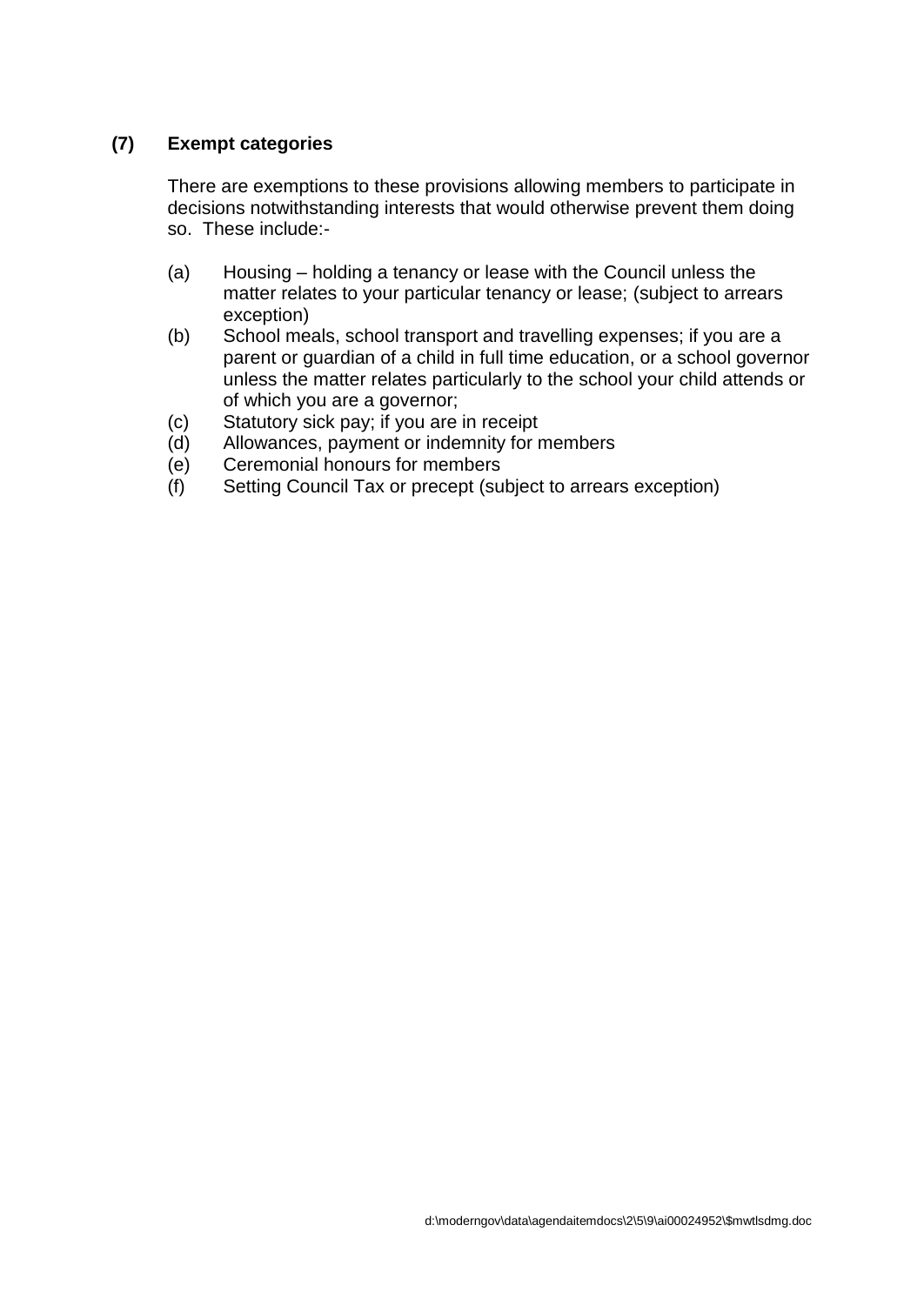### (7) Exempt categories

There are exemptions to these provisions allowing members to participate in decisions notwithstanding interests that would otherwise prevent them doing so. These include:-

(a) Housing – holding a tenancy or lease with the Council unless the matter relates to your particular tenancy or lease; (subject to arrears exception)

(b) School meals, school transport and travelling expenses; if you are a parent or guardian of a child in full time education, or a school governor unless the matter relates particularly to the school your child attends or of which you are a governor;

(c) Statutory sick pay; if you are in receipt

(d) Allowances, payment or indemnity for members

(e) Ceremonial honours for members

(f) Setting Council Tax or precept (subject to arrears exception)